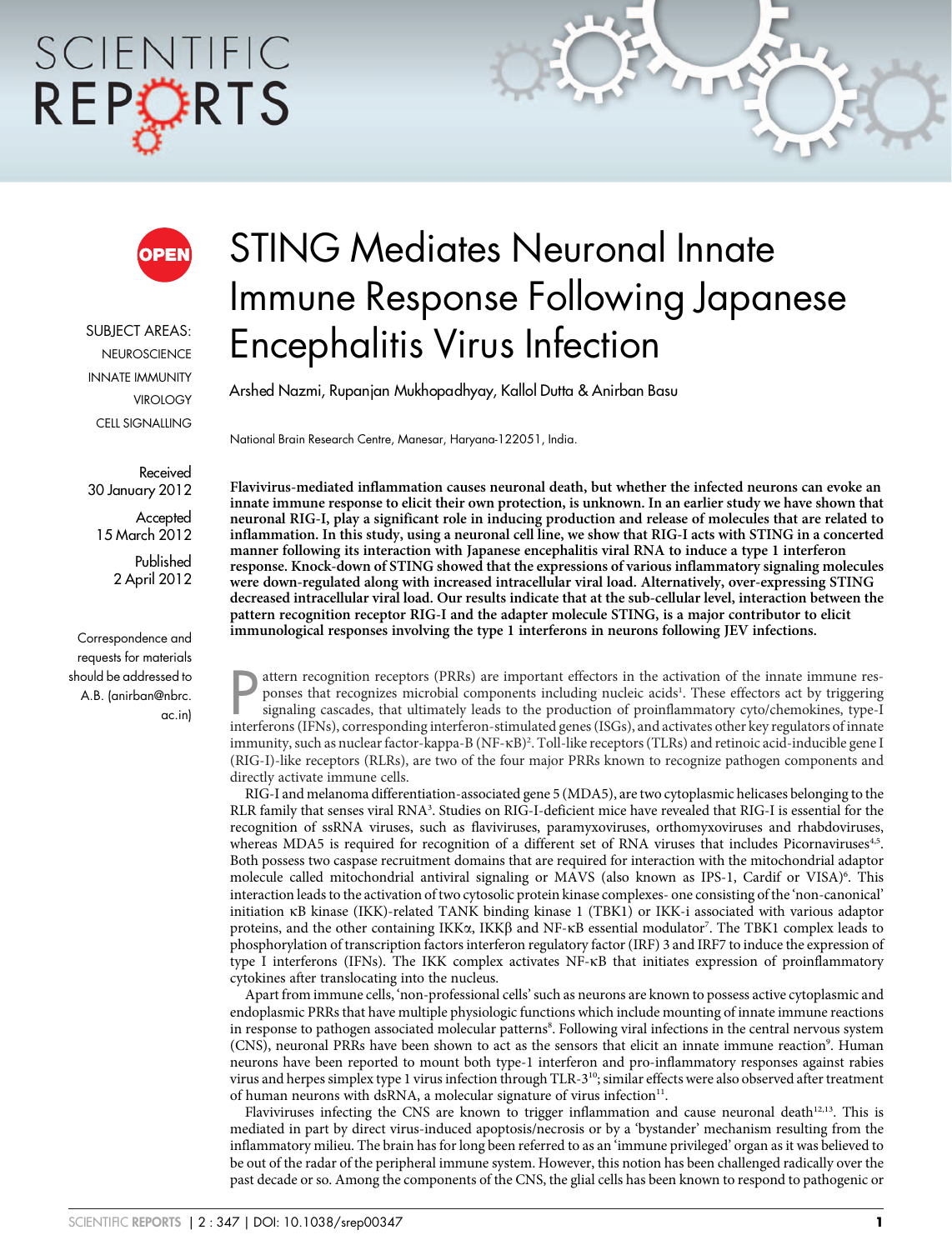# STING Mediates Neuronal Innate Immune Response Following Japanese Encephalitis Virus Infection

Arshed Nazmi, Rupanjan Mukhopadhyay, Kallol Dutta & Anirban Basu

National Brain Research Centre, Manesar, Haryana-122051, India.

SUBJECT AREAS:
NEUROSCIENCE
INNATE IMMUNITY
VIROLOGY
CELL SIGNALLING

Received
30 January 2012

Accepted
15 March 2012

Published
2 April 2012

Correspondence and requests for materials should be addressed to A.B. (anirban@nbrc.ac.in)

**Flavivirus-mediated inflammation causes neuronal death, but whether the infected neurons can evoke an innate immune response to elicit their own protection, is unknown. In an earlier study we have shown that neuronal RIG-I, play a significant role in inducing production and release of molecules that are related to inflammation. In this study, using a neuronal cell line, we show that RIG-I acts with STING in a concerted manner following its interaction with Japanese encephalitis viral RNA to induce a type 1 interferon response. Knock-down of STING showed that the expressions of various inflammatory signaling molecules were down-regulated along with increased intracellular viral load. Alternatively, over-expressing STING decreased intracellular viral load. Our results indicate that at the sub-cellular level, interaction between the pattern recognition receptor RIG-I and the adapter molecule STING, is a major contributor to elicit immunological responses involving the type 1 interferons in neurons following JEV infections.**

Pattern recognition receptors (PRRs) are important effectors in the activation of the innate immune responses that recognizes microbial components including nucleic acids[1]. These effectors act by triggering signaling cascades, that ultimately leads to the production of proinflammatory cyto/chemokines, type-I interferons (IFNs), corresponding interferon-stimulated genes (ISGs), and activates other key regulators of innate immunity, such as nuclear factor-kappa-B (NF-κB)[2]. Toll-like receptors (TLRs) and retinoic acid-inducible gene I (RIG-I)-like receptors (RLRs), are two of the four major PRRs known to recognize pathogen components and directly activate immune cells.

RIG-I and melanoma differentiation-associated gene 5 (MDA5), are two cytoplasmic helicases belonging to the RLR family that senses viral RNA[3]. Studies on RIG-I-deficient mice have revealed that RIG-I is essential for the recognition of ssRNA viruses, such as flaviviruses, paramyxoviruses, orthomyxoviruses and rhabdoviruses, whereas MDA5 is required for recognition of a different set of RNA viruses that includes Picornaviruses[4,5]. Both possess two caspase recruitment domains that are required for interaction with the mitochondrial adaptor molecule called mitochondrial antiviral signaling or MAVS (also known as IPS-1, Cardif or VISA)[6]. This interaction leads to the activation of two cytosolic protein kinase complexes- one consisting of the 'non-canonical' initiation κB kinase (IKK)-related TANK binding kinase 1 (TBK1) or IKK-i associated with various adaptor proteins, and the other containing IKKα, IKKβ and NF-κB essential modulator[7]. The TBK1 complex leads to phosphorylation of transcription factors interferon regulatory factor (IRF) 3 and IRF7 to induce the expression of type I interferons (IFNs). The IKK complex activates NF-κB that initiates expression of proinflammatory cytokines after translocating into the nucleus.

Apart from immune cells, 'non-professional cells' such as neurons are known to possess active cytoplasmic and endoplasmic PRRs that have multiple physiologic functions which include mounting of innate immune reactions in response to pathogen associated molecular patterns[8]. Following viral infections in the central nervous system (CNS), neuronal PRRs have been shown to act as the sensors that elicit an innate immune reaction[9]. Human neurons have been reported to mount both type-1 interferon and pro-inflammatory responses against rabies virus and herpes simplex type 1 virus infection through TLR-3[10]; similar effects were also observed after treatment of human neurons with dsRNA, a molecular signature of virus infection[11].

Flaviviruses infecting the CNS are known to trigger inflammation and cause neuronal death[12,13]. This is mediated in part by direct virus-induced apoptosis/necrosis or by a 'bystander' mechanism resulting from the inflammatory milieu. The brain has for long been referred to as an 'immune privileged' organ as it was believed to be out of the radar of the peripheral immune system. However, this notion has been challenged radically over the past decade or so. Among the components of the CNS, the glial cells has been known to respond to pathogenic or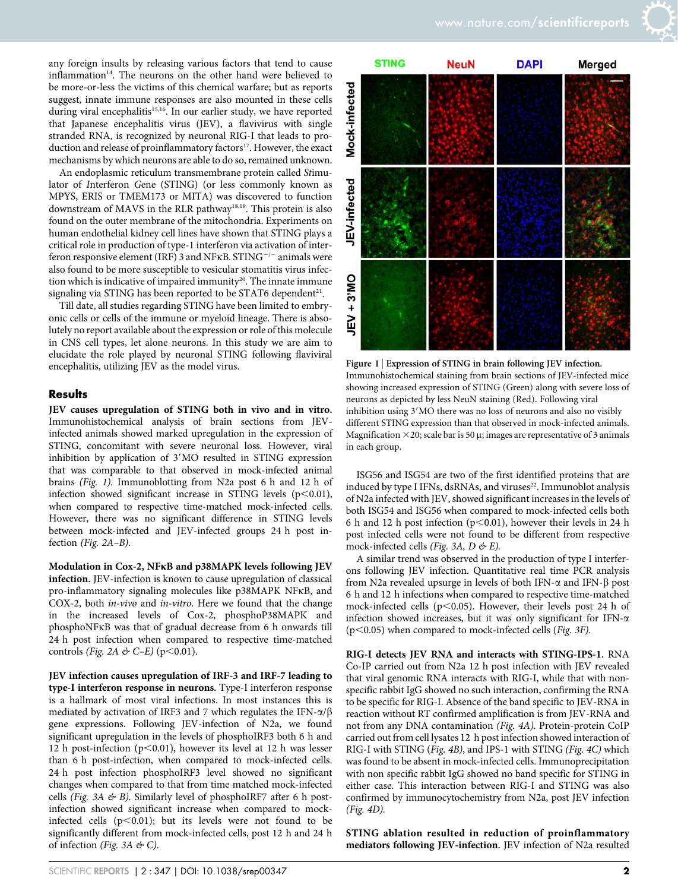any foreign insults by releasing various factors that tend to cause inflammation[14]. The neurons on the other hand were believed to be more-or-less the victims of this chemical warfare; but as reports suggest, innate immune responses are also mounted in these cells during viral encephalitis[15,16]. In our earlier study, we have reported that Japanese encephalitis virus (JEV), a flavivirus with single stranded RNA, is recognized by neuronal RIG-I that leads to production and release of proinflammatory factors[17]. However, the exact mechanisms by which neurons are able to do so, remained unknown.

An endoplasmic reticulum transmembrane protein called *St*imulator of *I*nterferon *G*ene (STING) (or less commonly known as MPYS, ERIS or TMEM173 or MITA) was discovered to function downstream of MAVS in the RLR pathway[18,19]. This protein is also found on the outer membrane of the mitochondria. Experiments on human endothelial kidney cell lines have shown that STING plays a critical role in production of type-1 interferon via activation of interferon responsive element (IRF) 3 and NFκB. STING$^{-/-}$ animals were also found to be more susceptible to vesicular stomatitis virus infection which is indicative of impaired immunity[20]. The innate immune signaling via STING has been reported to be STAT6 dependent[21].

Till date, all studies regarding STING have been limited to embryonic cells or cells of the immune or myeloid lineage. There is absolutely no report available about the expression or role of this molecule in CNS cell types, let alone neurons. In this study we are aim to elucidate the role played by neuronal STING following flaviviral encephalitis, utilizing JEV as the model virus.

## Results

**JEV causes upregulation of STING both in vivo and in vitro.** Immunohistochemical analysis of brain sections from JEV-infected animals showed marked upregulation in the expression of STING, concomitant with severe neuronal loss. However, viral inhibition by application of 3′MO resulted in STING expression that was comparable to that observed in mock-infected animal brains *(Fig. 1)*. Immunoblotting from N2a post 6 h and 12 h of infection showed significant increase in STING levels ($p<0.01$), when compared to respective time-matched mock-infected cells. However, there was no significant difference in STING levels between mock-infected and JEV-infected groups 24 h post infection *(Fig. 2A–B)*.

**Figure 1 | Expression of STING in brain following JEV infection.** Immunohistochemical staining from brain sections of JEV-infected mice showing increased expression of STING (Green) along with severe loss of neurons as depicted by less NeuN staining (Red). Following viral inhibition using 3′MO there was no loss of neurons and also no visibly different STING expression than that observed in mock-infected animals. Magnification ×20; scale bar is 50 μ; images are representative of 3 animals in each group.

**Modulation in Cox-2, NFκB and p38MAPK levels following JEV infection.** JEV-infection is known to cause upregulation of classical pro-inflammatory signaling molecules like p38MAPK NFκB, and COX-2, both *in-vivo* and *in-vitro*. Here we found that the change in the increased levels of Cox-2, phosphoP38MAPK and phosphoNFκB was that of gradual decrease from 6 h onwards till 24 h post infection when compared to respective time-matched controls *(Fig. 2A & C–E)* ($p<0.01$).

**JEV infection causes upregulation of IRF-3 and IRF-7 leading to type-I interferon response in neurons.** Type-I interferon response is a hallmark of most viral infections. In most instances this is mediated by activation of IRF3 and 7 which regulates the IFN-α/β gene expressions. Following JEV-infection of N2a, we found significant upregulation in the levels of phosphoIRF3 both 6 h and 12 h post-infection ($p<0.01$), however its level at 12 h was lesser than 6 h post-infection, when compared to mock-infected cells. 24 h post infection phosphoIRF3 level showed no significant changes when compared to that from time matched mock-infected cells *(Fig. 3A & B)*. Similarly level of phosphoIRF7 after 6 h post-infection showed significant increase when compared to mock-infected cells ($p<0.01$); but its levels were not found to be significantly different from mock-infected cells, post 12 h and 24 h of infection *(Fig. 3A & C)*.

ISG56 and ISG54 are two of the first identified proteins that are induced by type I IFNs, dsRNAs, and viruses[22]. Immunoblot analysis of N2a infected with JEV, showed significant increases in the levels of both ISG54 and ISG56 when compared to mock-infected cells both 6 h and 12 h post infection ($p<0.01$), however their levels in 24 h post infected cells were not found to be different from respective mock-infected cells *(Fig. 3A, D & E)*.

A similar trend was observed in the production of type I interferons following JEV infection. Quantitative real time PCR analysis from N2a revealed upsurge in levels of both IFN-α and IFN-β post 6 h and 12 h infections when compared to respective time-matched mock-infected cells ($p<0.05$). However, their levels post 24 h of infection showed increases, but it was only significant for IFN-α ($p<0.05$) when compared to mock-infected cells *(Fig. 3F)*.

**RIG-I detects JEV RNA and interacts with STING-IPS-1.** RNA Co-IP carried out from N2a 12 h post infection with JEV revealed that viral genomic RNA interacts with RIG-I, while that with non-specific rabbit IgG showed no such interaction, confirming the RNA to be specific for RIG-I. Absence of the band specific to JEV-RNA in reaction without RT confirmed amplification is from JEV-RNA and not from any DNA contamination *(Fig. 4A)*. Protein-protein CoIP carried out from cell lysates 12 h post infection showed interaction of RIG-I with STING *(Fig. 4B)*, and IPS-1 with STING *(Fig. 4C)* which was found to be absent in mock-infected cells. Immunoprecipitation with non specific rabbit IgG showed no band specific for STING in either case. This interaction between RIG-I and STING was also confirmed by immunocytochemistry from N2a, post JEV infection *(Fig. 4D)*.

**STING ablation resulted in reduction of proinflammatory mediators following JEV-infection.** JEV infection of N2a resulted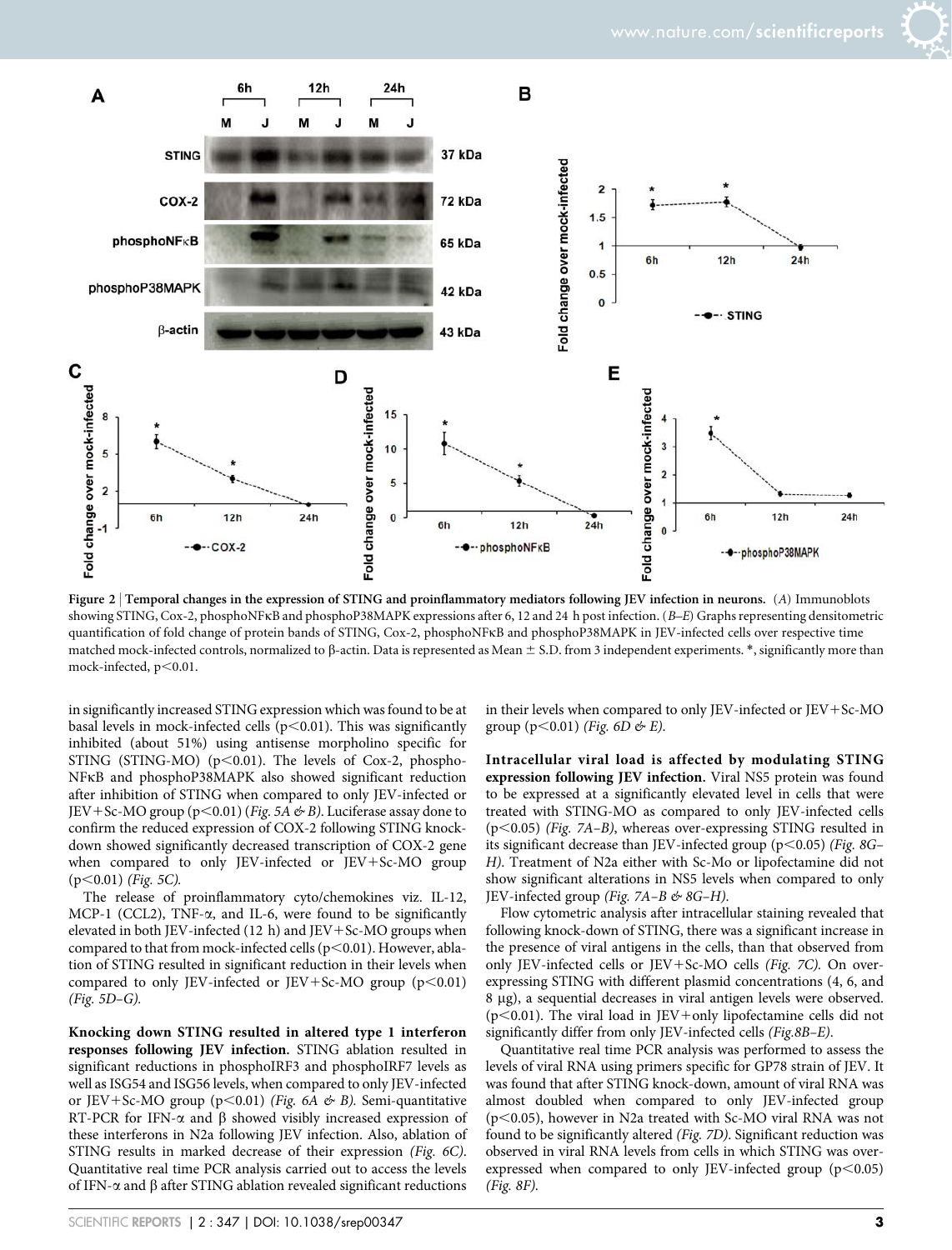**Figure 2 | Temporal changes in the expression of STING and proinflammatory mediators following JEV infection in neurons.** *(A)* Immunoblots showing STING, Cox-2, phosphoNFκB and phosphoP38MAPK expressions after 6, 12 and 24 h post infection. *(B–E)* Graphs representing densitometric quantification of fold change of protein bands of STING, Cox-2, phosphoNFκB and phosphoP38MAPK in JEV-infected cells over respective time matched mock-infected controls, normalized to β-actin. Data is represented as Mean ± S.D. from 3 independent experiments. *, significantly more than mock-infected, $p<0.01$.

in significantly increased STING expression which was found to be at basal levels in mock-infected cells ($p<0.01$). This was significantly inhibited (about 51%) using antisense morpholino specific for STING (STING-MO) ($p<0.01$). The levels of Cox-2, phospho-NFκB and phosphoP38MAPK also showed significant reduction after inhibition of STING when compared to only JEV-infected or JEV+Sc-MO group ($p<0.01$) *(Fig. 5A & B)*. Luciferase assay done to confirm the reduced expression of COX-2 following STING knock-down showed significantly decreased transcription of COX-2 gene when compared to only JEV-infected or JEV+Sc-MO group ($p<0.01$) *(Fig. 5C)*.

The release of proinflammatory cyto/chemokines viz. IL-12, MCP-1 (CCL2), TNF-α, and IL-6, were found to be significantly elevated in both JEV-infected (12 h) and JEV+Sc-MO groups when compared to that from mock-infected cells ($p<0.01$). However, ablation of STING resulted in significant reduction in their levels when compared to only JEV-infected or JEV+Sc-MO group ($p<0.01$) *(Fig. 5D–G)*.

**Knocking down STING resulted in altered type 1 interferon responses following JEV infection.** STING ablation resulted in significant reductions in phosphoIRF3 and phosphoIRF7 levels as well as ISG54 and ISG56 levels, when compared to only JEV-infected or JEV+Sc-MO group ($p<0.01$) *(Fig. 6A & B)*. Semi-quantitative RT-PCR for IFN-α and β showed visibly increased expression of these interferons in N2a following JEV infection. Also, ablation of STING results in marked decrease of their expression *(Fig. 6C)*. Quantitative real time PCR analysis carried out to access the levels of IFN-α and β after STING ablation revealed significant reductions in their levels when compared to only JEV-infected or JEV+Sc-MO group ($p<0.01$) *(Fig. 6D & E)*.

**Intracellular viral load is affected by modulating STING expression following JEV infection.** Viral NS5 protein was found to be expressed at a significantly elevated level in cells that were treated with STING-MO as compared to only JEV-infected cells ($p<0.05$) *(Fig. 7A–B)*, whereas over-expressing STING resulted in its significant decrease than JEV-infected group ($p<0.05$) *(Fig. 8G–H)*. Treatment of N2a either with Sc-Mo or lipofectamine did not show significant alterations in NS5 levels when compared to only JEV-infected group *(Fig. 7A–B & 8G–H)*.

Flow cytometric analysis after intracellular staining revealed that following knock-down of STING, there was a significant increase in the presence of viral antigens in the cells, than that observed from only JEV-infected cells or JEV+Sc-MO cells *(Fig. 7C)*. On over-expressing STING with different plasmid concentrations (4, 6, and 8 μg), a sequential decreases in viral antigen levels were observed. ($p<0.01$). The viral load in JEV+only lipofectamine cells did not significantly differ from only JEV-infected cells *(Fig.8B–E)*.

Quantitative real time PCR analysis was performed to assess the levels of viral RNA using primers specific for GP78 strain of JEV. It was found that after STING knock-down, amount of viral RNA was almost doubled when compared to only JEV-infected group ($p<0.05$), however in N2a treated with Sc-MO viral RNA was not found to be significantly altered *(Fig. 7D)*. Significant reduction was observed in viral RNA levels from cells in which STING was over-expressed when compared to only JEV-infected group ($p<0.05$) *(Fig. 8F)*.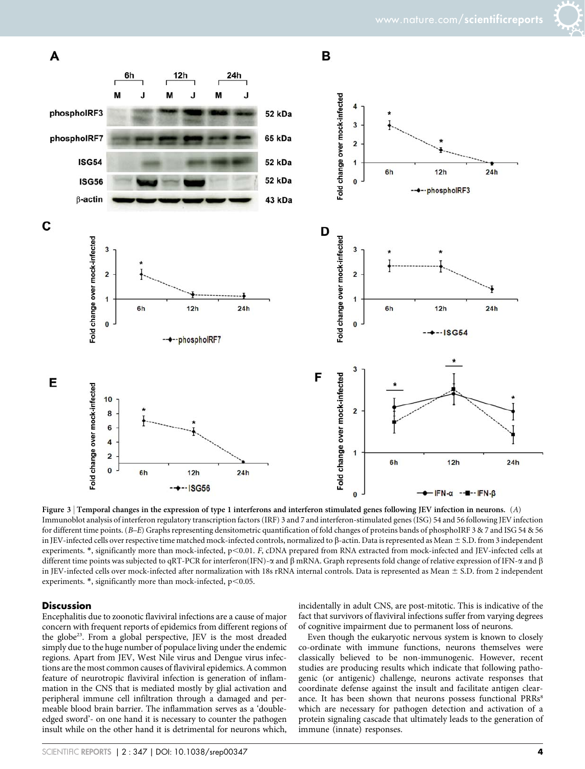**Figure 3 | Temporal changes in the expression of type 1 interferons and interferon stimulated genes following JEV infection in neurons.** (*A*) Immunoblot analysis of interferon regulatory transcription factors (IRF) 3 and 7 and interferon-stimulated genes (ISG) 54 and 56 following JEV infection for different time points. (*B–E*) Graphs representing densitometric quantification of fold changes of proteins bands of phosphoIRF 3 & 7 and ISG 54 & 56 in JEV-infected cells over respective time matched mock-infected controls, normalized to β-actin. Data is represented as Mean ± S.D. from 3 independent experiments. *, significantly more than mock-infected, $p<0.01$. *F*, cDNA prepared from RNA extracted from mock-infected and JEV-infected cells at different time points was subjected to qRT-PCR for interferon(IFN)-α and β mRNA. Graph represents fold change of relative expression of IFN-α and β in JEV-infected cells over mock-infected after normalization with 18s rRNA internal controls. Data is represented as Mean ± S.D. from 2 independent experiments. *, significantly more than mock-infected, $p<0.05$.

## Discussion

Encephalitis due to zoonotic flaviviral infections are a cause of major concern with frequent reports of epidemics from different regions of the globe[23]. From a global perspective, JEV is the most dreaded simply due to the huge number of populace living under the endemic regions. Apart from JEV, West Nile virus and Dengue virus infections are the most common causes of flaviviral epidemics. A common feature of neurotropic flaviviral infection is generation of inflammation in the CNS that is mediated mostly by glial activation and peripheral immune cell infiltration through a damaged and permeable blood brain barrier. The inflammation serves as a 'double-edged sword'- on one hand it is necessary to counter the pathogen insult while on the other hand it is detrimental for neurons which, incidentally in adult CNS, are post-mitotic. This is indicative of the fact that survivors of flaviviral infections suffer from varying degrees of cognitive impairment due to permanent loss of neurons.

Even though the eukaryotic nervous system is known to closely co-ordinate with immune functions, neurons themselves were classically believed to be non-immunogenic. However, recent studies are producing results which indicate that following pathogenic (or antigenic) challenge, neurons activate responses that coordinate defense against the insult and facilitate antigen clearance. It has been shown that neurons possess functional PRRs[8] which are necessary for pathogen detection and activation of a protein signaling cascade that ultimately leads to the generation of immune (innate) responses.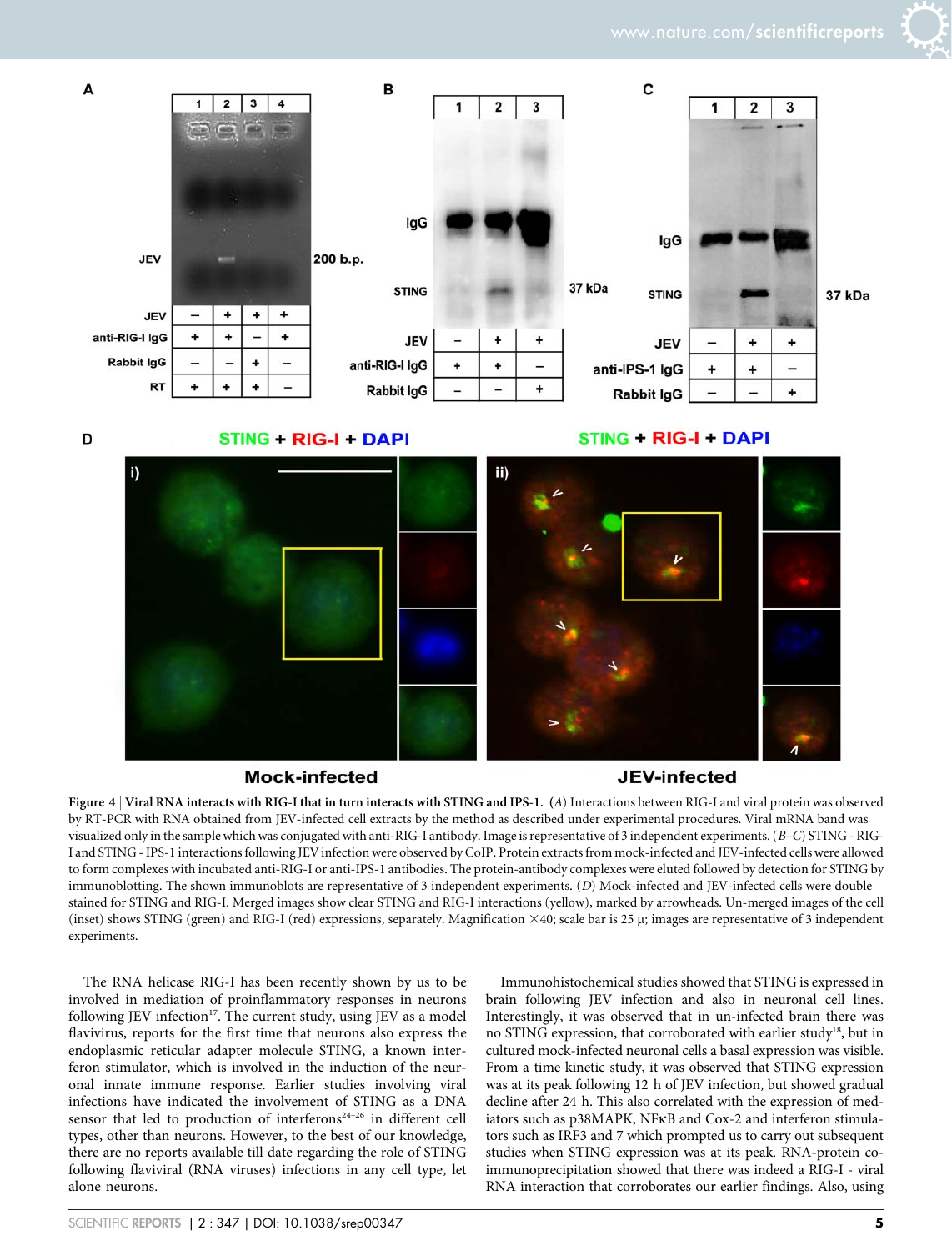**Figure 4 | Viral RNA interacts with RIG-I that in turn interacts with STING and IPS-1.** (*A*) Interactions between RIG-I and viral protein was observed by RT-PCR with RNA obtained from JEV-infected cell extracts by the method as described under experimental procedures. Viral mRNA band was visualized only in the sample which was conjugated with anti-RIG-I antibody. Image is representative of 3 independent experiments. (*B–C*) STING - RIG-I and STING - IPS-1 interactions following JEV infection were observed by CoIP. Protein extracts from mock-infected and JEV-infected cells were allowed to form complexes with incubated anti-RIG-I or anti-IPS-1 antibodies. The protein-antibody complexes were eluted followed by detection for STING by immunoblotting. The shown immunoblots are representative of 3 independent experiments. (*D*) Mock-infected and JEV-infected cells were double stained for STING and RIG-I. Merged images show clear STING and RIG-I interactions (yellow), marked by arrowheads. Un-merged images of the cell (inset) shows STING (green) and RIG-I (red) expressions, separately. Magnification ×40; scale bar is 25 µ; images are representative of 3 independent experiments.

The RNA helicase RIG-I has been recently shown by us to be involved in mediation of proinflammatory responses in neurons following JEV infection[17]. The current study, using JEV as a model flavivirus, reports for the first time that neurons also express the endoplasmic reticular adapter molecule STING, a known interferon stimulator, which is involved in the induction of the neuronal innate immune response. Earlier studies involving viral infections have indicated the involvement of STING as a DNA sensor that led to production of interferons[24–26] in different cell types, other than neurons. However, to the best of our knowledge, there are no reports available till date regarding the role of STING following flaviviral (RNA viruses) infections in any cell type, let alone neurons.

Immunohistochemical studies showed that STING is expressed in brain following JEV infection and also in neuronal cell lines. Interestingly, it was observed that in un-infected brain there was no STING expression, that corroborated with earlier study[18], but in cultured mock-infected neuronal cells a basal expression was visible. From a time kinetic study, it was observed that STING expression was at its peak following 12 h of JEV infection, but showed gradual decline after 24 h. This also correlated with the expression of mediators such as p38MAPK, NFκB and Cox-2 and interferon stimulators such as IRF3 and 7 which prompted us to carry out subsequent studies when STING expression was at its peak. RNA-protein co-immunoprecipitation showed that there was indeed a RIG-I - viral RNA interaction that corroborates our earlier findings. Also, using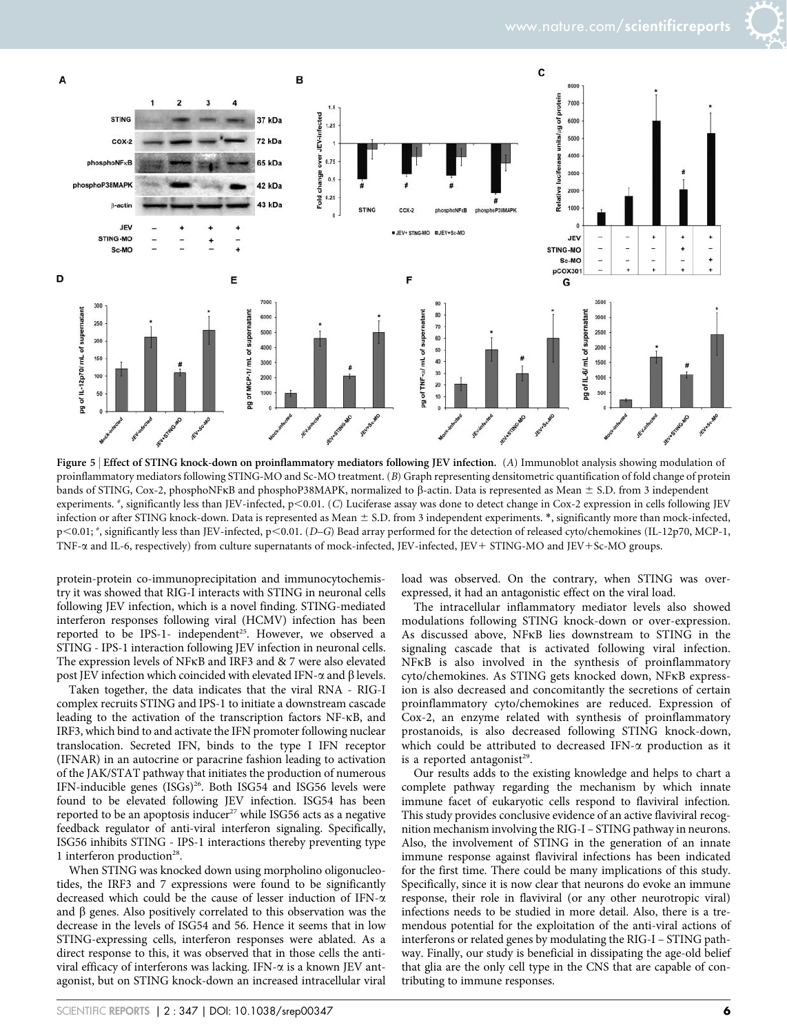**Figure 5 | Effect of STING knock-down on proinflammatory mediators following JEV infection.** (*A*) Immunoblot analysis showing modulation of proinflammatory mediators following STING-MO and Sc-MO treatment. (*B*) Graph representing densitometric quantification of fold change of protein bands of STING, Cox-2, phosphoNFκB and phosphoP38MAPK, normalized to β-actin. Data is represented as Mean ± S.D. from 3 independent experiments. #, significantly less than JEV-infected, $p<0.01$. (*C*) Luciferase assay was done to detect change in Cox-2 expression in cells following JEV infection or after STING knock-down. Data is represented as Mean ± S.D. from 3 independent experiments. *, significantly more than mock-infected, $p<0.01$; #, significantly less than JEV-infected, $p<0.01$. (*D–G*) Bead array performed for the detection of released cyto/chemokines (IL-12p70, MCP-1, TNF-α and IL-6, respectively) from culture supernatants of mock-infected, JEV-infected, JEV+ STING-MO and JEV+Sc-MO groups.

protein-protein co-immunoprecipitation and immunocytochemistry it was showed that RIG-I interacts with STING in neuronal cells following JEV infection, which is a novel finding. STING-mediated interferon responses following viral (HCMV) infection has been reported to be IPS-1- independent[25]. However, we observed a STING - IPS-1 interaction following JEV infection in neuronal cells. The expression levels of NFκB and IRF3 and & 7 were also elevated post JEV infection which coincided with elevated IFN-α and β levels.

Taken together, the data indicates that the viral RNA - RIG-I complex recruits STING and IPS-1 to initiate a downstream cascade leading to the activation of the transcription factors NF-κB, and IRF3, which bind to and activate the IFN promoter following nuclear translocation. Secreted IFN, binds to the type I IFN receptor (IFNAR) in an autocrine or paracrine fashion leading to activation of the JAK/STAT pathway that initiates the production of numerous IFN-inducible genes (ISGs)[26]. Both ISG54 and ISG56 levels were found to be elevated following JEV infection. ISG54 has been reported to be an apoptosis inducer[27] while ISG56 acts as a negative feedback regulator of anti-viral interferon signaling. Specifically, ISG56 inhibits STING - IPS-1 interactions thereby preventing type 1 interferon production[28].

When STING was knocked down using morpholino oligonucleotides, the IRF3 and 7 expressions were found to be significantly decreased which could be the cause of lesser induction of IFN-α and β genes. Also positively correlated to this observation was the decrease in the levels of ISG54 and 56. Hence it seems that in low STING-expressing cells, interferon responses were ablated. As a direct response to this, it was observed that in those cells the antiviral efficacy of interferons was lacking. IFN-α is a known JEV antagonist, but on STING knock-down an increased intracellular viral load was observed. On the contrary, when STING was overexpressed, it had an antagonistic effect on the viral load.

The intracellular inflammatory mediator levels also showed modulations following STING knock-down or over-expression. As discussed above, NFκB lies downstream to STING in the signaling cascade that is activated following viral infection. NFκB is also involved in the synthesis of proinflammatory cyto/chemokines. As STING gets knocked down, NFκB expression is also decreased and concomitantly the secretions of certain proinflammatory cyto/chemokines are reduced. Expression of Cox-2, an enzyme related with synthesis of proinflammatory prostanoids, is also decreased following STING knock-down, which could be attributed to decreased IFN-α production as it is a reported antagonist[29].

Our results adds to the existing knowledge and helps to chart a complete pathway regarding the mechanism by which innate immune facet of eukaryotic cells respond to flaviviral infection. This study provides conclusive evidence of an active flaviviral recognition mechanism involving the RIG-I – STING pathway in neurons. Also, the involvement of STING in the generation of an innate immune response against flaviviral infections has been indicated for the first time. There could be many implications of this study. Specifically, since it is now clear that neurons do evoke an immune response, their role in flaviviral (or any other neurotropic viral) infections needs to be studied in more detail. Also, there is a tremendous potential for the exploitation of the anti-viral actions of interferons or related genes by modulating the RIG-I – STING pathway. Finally, our study is beneficial in dissipating the age-old belief that glia are the only cell type in the CNS that are capable of contributing to immune responses.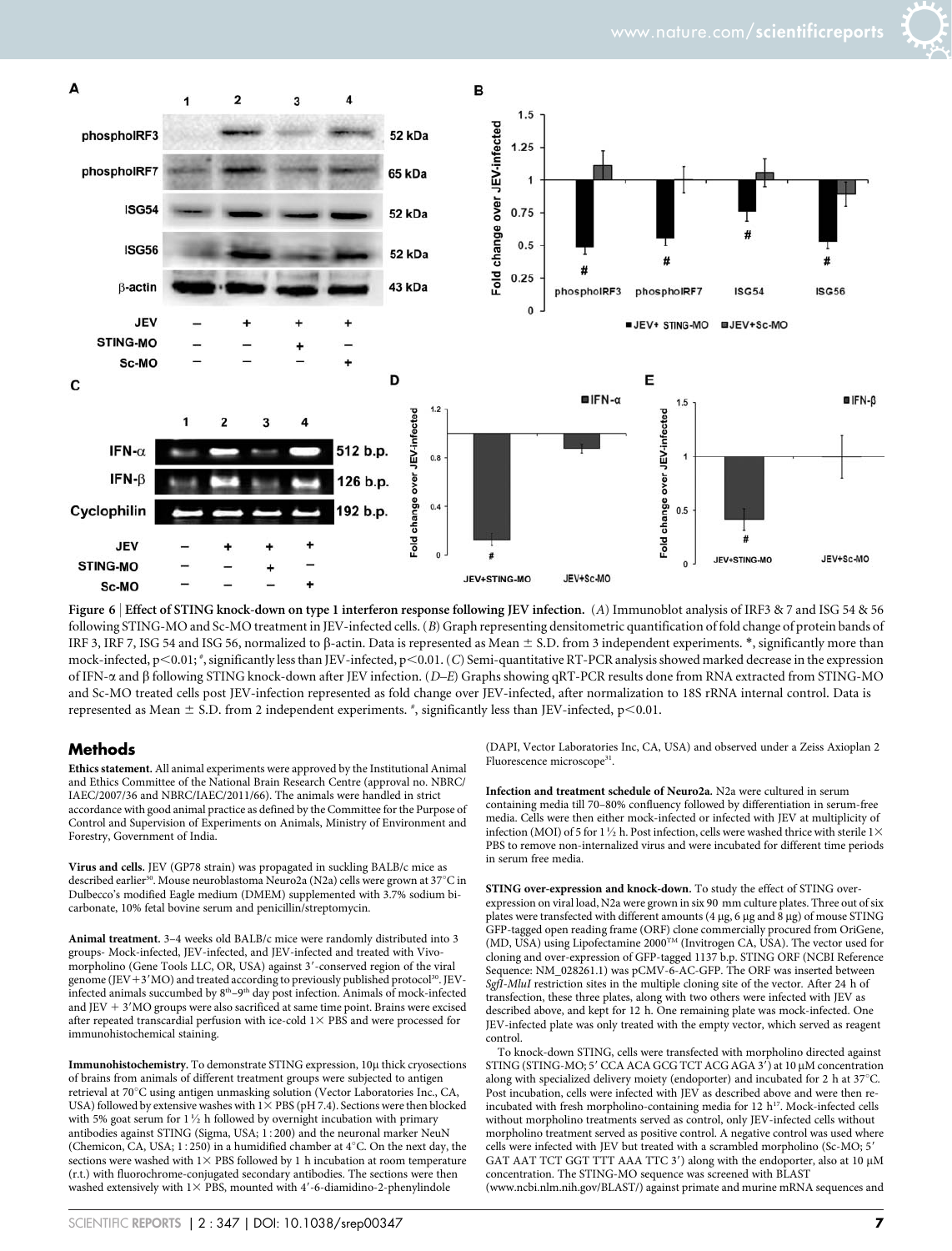**Figure 6 | Effect of STING knock-down on type 1 interferon response following JEV infection.** (*A*) Immunoblot analysis of IRF3 & 7 and ISG 54 & 56 following STING-MO and Sc-MO treatment in JEV-infected cells. (*B*) Graph representing densitometric quantification of fold change of protein bands of IRF 3, IRF 7, ISG 54 and ISG 56, normalized to β-actin. Data is represented as Mean ± S.D. from 3 independent experiments. *, significantly more than mock-infected, $p<0.01$; #, significantly less than JEV-infected, $p<0.01$. (*C*) Semi-quantitative RT-PCR analysis showed marked decrease in the expression of IFN-α and β following STING knock-down after JEV infection. (*D–E*) Graphs showing qRT-PCR results done from RNA extracted from STING-MO and Sc-MO treated cells post JEV-infection represented as fold change over JEV-infected, after normalization to 18S rRNA internal control. Data is represented as Mean ± S.D. from 2 independent experiments. #, significantly less than JEV-infected, $p<0.01$.

## Methods

**Ethics statement.** All animal experiments were approved by the Institutional Animal and Ethics Committee of the National Brain Research Centre (approval no. NBRC/IAEC/2007/36 and NBRC/IAEC/2011/66). The animals were handled in strict accordance with good animal practice as defined by the Committee for the Purpose of Control and Supervision of Experiments on Animals, Ministry of Environment and Forestry, Government of India.

**Virus and cells.** JEV (GP78 strain) was propagated in suckling BALB/c mice as described earlier[30]. Mouse neuroblastoma Neuro2a (N2a) cells were grown at 37°C in Dulbecco's modified Eagle medium (DMEM) supplemented with 3.7% sodium bicarbonate, 10% fetal bovine serum and penicillin/streptomycin.

**Animal treatment.** 3–4 weeks old BALB/c mice were randomly distributed into 3 groups- Mock-infected, JEV-infected, and JEV-infected and treated with Vivo-morpholino (Gene Tools LLC, OR, USA) against 3′-conserved region of the viral genome (JEV+3′MO) and treated according to previously published protocol[30]. JEV-infected animals succumbed by 8th–9th day post infection. Animals of mock-infected and JEV + 3′MO groups were also sacrificed at same time point. Brains were excised after repeated transcardial perfusion with ice-cold 1× PBS and were processed for immunohistochemical staining.

**Immunohistochemistry.** To demonstrate STING expression, 10μ thick cryosections of brains from animals of different treatment groups were subjected to antigen retrieval at 70°C using antigen unmasking solution (Vector Laboratories Inc., CA, USA) followed by extensive washes with 1× PBS (pH 7.4). Sections were then blocked with 5% goat serum for 1½ h followed by overnight incubation with primary antibodies against STING (Sigma, USA; 1 : 200) and the neuronal marker NeuN (Chemicon, CA, USA; 1 : 250) in a humidified chamber at 4°C. On the next day, the sections were washed with 1× PBS followed by 1 h incubation at room temperature (r.t.) with fluorochrome-conjugated secondary antibodies. The sections were then washed extensively with 1× PBS, mounted with 4′-6-diamidino-2-phenylindole (DAPI, Vector Laboratories Inc, CA, USA) and observed under a Zeiss Axioplan 2 Fluorescence microscope[31].

**Infection and treatment schedule of Neuro2a.** N2a were cultured in serum containing media till 70–80% confluency followed by differentiation in serum-free media. Cells were then either mock-infected or infected with JEV at multiplicity of infection (MOI) of 5 for 1½ h. Post infection, cells were washed thrice with sterile 1× PBS to remove non-internalized virus and were incubated for different time periods in serum free media.

**STING over-expression and knock-down.** To study the effect of STING over-expression on viral load, N2a were grown in six 90 mm culture plates. Three out of six plates were transfected with different amounts (4 μg, 6 μg and 8 μg) of mouse STING GFP-tagged open reading frame (ORF) clone commercially procured from OriGene, (MD, USA) using Lipofectamine 2000™ (Invitrogen CA, USA). The vector used for cloning and over-expression of GFP-tagged 1137 b.p. STING ORF (NCBI Reference Sequence: NM_028261.1) was pCMV-6-AC-GFP. The ORF was inserted between *SgfI-MluI* restriction sites in the multiple cloning site of the vector. After 24 h of transfection, these three plates, along with two others were infected with JEV as described above, and kept for 12 h. One remaining plate was mock-infected. One JEV-infected plate was only treated with the empty vector, which served as reagent control.

To knock-down STING, cells were transfected with morpholino directed against STING (STING-MO; 5′ CCA ACA GCG TCT ACG AGA 3′) at 10 μM concentration along with specialized delivery moiety (endoporter) and incubated for 2 h at 37°C. Post incubation, cells were infected with JEV as described above and were then re-incubated with fresh morpholino-containing media for 12 h[17]. Mock-infected cells without morpholino treatments served as control, only JEV-infected cells without morpholino treatment served as positive control. A negative control was used where cells were infected with JEV but treated with a scrambled morpholino (Sc-MO; 5′ GAT AAT TCT GGT TTT AAA TTC 3′) along with the endoporter, also at 10 μM concentration. The STING-MO sequence was screened with BLAST (www.ncbi.nlm.nih.gov/BLAST/) against primate and murine mRNA sequences and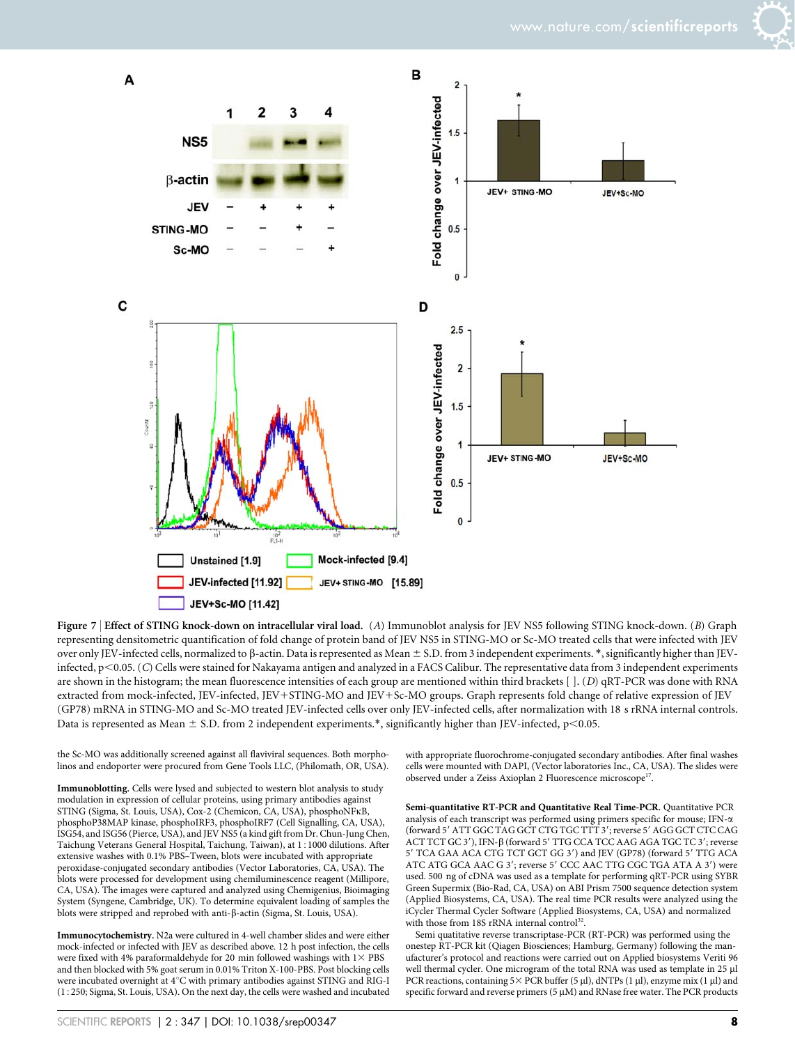**Figure 7 | Effect of STING knock-down on intracellular viral load.** (*A*) Immunoblot analysis for JEV NS5 following STING knock-down. (*B*) Graph representing densitometric quantification of fold change of protein band of JEV NS5 in STING-MO or Sc-MO treated cells that were infected with JEV over only JEV-infected cells, normalized to β-actin. Data is represented as Mean ± S.D. from 3 independent experiments. *, significantly higher than JEV-infected, $p < 0.05$. (*C*) Cells were stained for Nakayama antigen and analyzed in a FACS Calibur. The representative data from 3 independent experiments are shown in the histogram; the mean fluorescence intensities of each group are mentioned within third brackets [ ]. (*D*) qRT-PCR was done with RNA extracted from mock-infected, JEV-infected, JEV+STING-MO and JEV+Sc-MO groups. Graph represents fold change of relative expression of JEV (GP78) mRNA in STING-MO and Sc-MO treated JEV-infected cells over only JEV-infected cells, after normalization with 18 s rRNA internal controls. Data is represented as Mean ± S.D. from 2 independent experiments.*, significantly higher than JEV-infected, $p < 0.05$.

the Sc-MO was additionally screened against all flaviviral sequences. Both morpholinos and endoporter were procured from Gene Tools LLC, (Philomath, OR, USA).

**Immunoblotting.** Cells were lysed and subjected to western blot analysis to study modulation in expression of cellular proteins, using primary antibodies against STING (Sigma, St. Louis, USA), Cox-2 (Chemicon, CA, USA), phosphoNFκB, phosphoP38MAP kinase, phosphoIRF3, phosphoIRF7 (Cell Signalling, CA, USA), ISG54, and ISG56 (Pierce, USA), and JEV NS5 (a kind gift from Dr. Chun-Jung Chen, Taichung Veterans General Hospital, Taichung, Taiwan), at 1 : 1000 dilutions. After extensive washes with 0.1% PBS–Tween, blots were incubated with appropriate peroxidase-conjugated secondary antibodies (Vector Laboratories, CA, USA). The blots were processed for development using chemiluminescence reagent (Millipore, CA, USA). The images were captured and analyzed using Chemigenius, Bioimaging System (Syngene, Cambridge, UK). To determine equivalent loading of samples the blots were stripped and reprobed with anti-β-actin (Sigma, St. Louis, USA).

**Immunocytochemistry.** N2a were cultured in 4-well chamber slides and were either mock-infected or infected with JEV as described above. 12 h post infection, the cells were fixed with 4% paraformaldehyde for 20 min followed washings with 1× PBS and then blocked with 5% goat serum in 0.01% Triton X-100-PBS. Post blocking cells were incubated overnight at 4°C with primary antibodies against STING and RIG-I (1 : 250; Sigma, St. Louis, USA). On the next day, the cells were washed and incubated with appropriate fluorochrome-conjugated secondary antibodies. After final washes cells were mounted with DAPI, (Vector laboratories Inc., CA, USA). The slides were observed under a Zeiss Axioplan 2 Fluorescence microscope[17].

**Semi-quantitative RT-PCR and Quantitative Real Time-PCR.** Quantitative PCR analysis of each transcript was performed using primers specific for mouse; IFN-α (forward 5′ ATT GGC TAG GCT CTG TGC TTT 3′; reverse 5′ AGG GCT CTC CAG ACT TCT GC 3′), IFN-β (forward 5′ TTG CCA TCC AAG AGA TGC TC 3′; reverse 5′ TCA GAA ACA CTG TCT GCT GG 3′) and JEV (GP78) (forward 5′ TTG ACA ATC ATG GCA AAC G 3′; reverse 5′ CCC AAC TTG CGC TGA ATA A 3′) were used. 500 ng of cDNA was used as a template for performing qRT-PCR using SYBR Green Supermix (Bio-Rad, CA, USA) on ABI Prism 7500 sequence detection system (Applied Biosystems, CA, USA). The real time PCR results were analyzed using the iCycler Thermal Cycler Software (Applied Biosystems, CA, USA) and normalized with those from 18S rRNA internal control[32].

Semi quantitative reverse transcriptase-PCR (RT-PCR) was performed using the onestep RT-PCR kit (Qiagen Biosciences; Hamburg, Germany) following the manufacturer's protocol and reactions were carried out on Applied biosystems Veriti 96 well thermal cycler. One microgram of the total RNA was used as template in 25 µl PCR reactions, containing 5× PCR buffer (5 µl), dNTPs (1 µl), enzyme mix (1 µl) and specific forward and reverse primers (5 µM) and RNase free water. The PCR products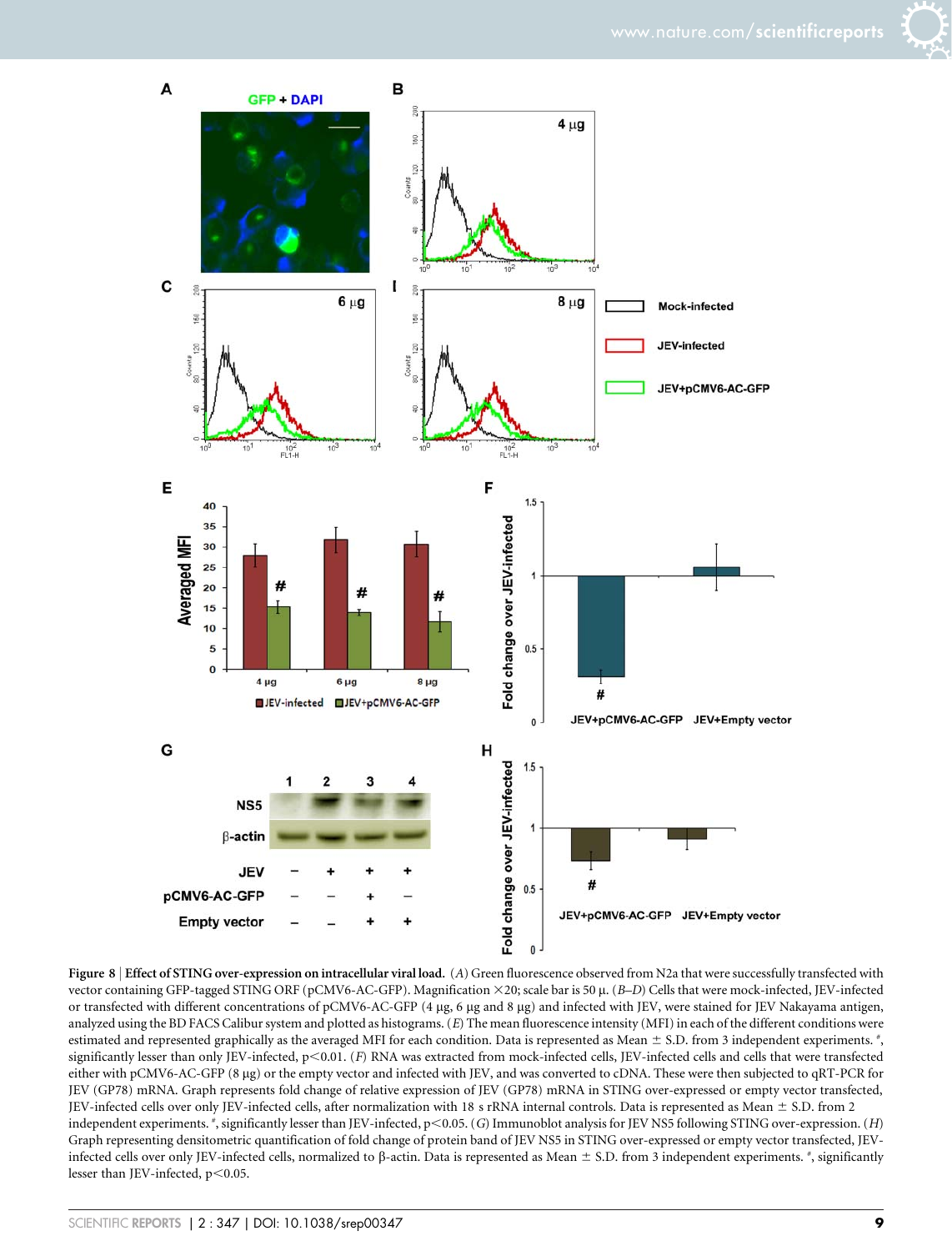**Figure 8 | Effect of STING over-expression on intracellular viral load.** (*A*) Green fluorescence observed from N2a that were successfully transfected with vector containing GFP-tagged STING ORF (pCMV6-AC-GFP). Magnification ×20; scale bar is 50 µ. (*B–D*) Cells that were mock-infected, JEV-infected or transfected with different concentrations of pCMV6-AC-GFP (4 µg, 6 µg and 8 µg) and infected with JEV, were stained for JEV Nakayama antigen, analyzed using the BD FACS Calibur system and plotted as histograms. (*E*) The mean fluorescence intensity (MFI) in each of the different conditions were estimated and represented graphically as the averaged MFI for each condition. Data is represented as Mean ± S.D. from 3 independent experiments. #, significantly lesser than only JEV-infected, $p<0.01$. (*F*) RNA was extracted from mock-infected cells, JEV-infected cells and cells that were transfected either with pCMV6-AC-GFP (8 µg) or the empty vector and infected with JEV, and was converted to cDNA. These were then subjected to qRT-PCR for JEV (GP78) mRNA. Graph represents fold change of relative expression of JEV (GP78) mRNA in STING over-expressed or empty vector transfected, JEV-infected cells over only JEV-infected cells, after normalization with 18 s rRNA internal controls. Data is represented as Mean ± S.D. from 2 independent experiments. #, significantly lesser than JEV-infected, $p<0.05$. (*G*) Immunoblot analysis for JEV NS5 following STING over-expression. (*H*) Graph representing densitometric quantification of fold change of protein band of JEV NS5 in STING over-expressed or empty vector transfected, JEV-infected cells over only JEV-infected cells, normalized to β-actin. Data is represented as Mean ± S.D. from 3 independent experiments. #, significantly lesser than JEV-infected, $p<0.05$.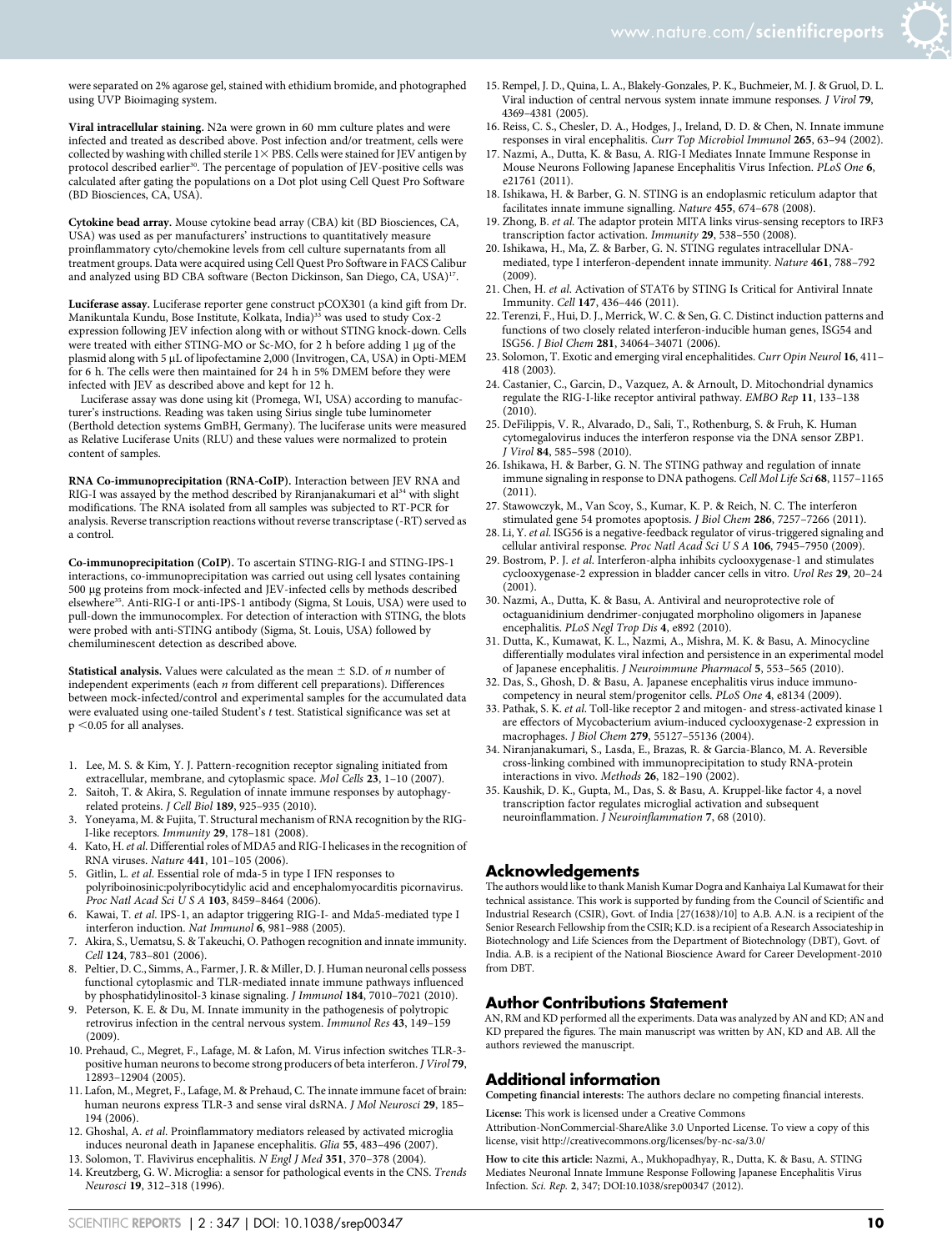were separated on 2% agarose gel, stained with ethidium bromide, and photographed using UVP Bioimaging system.

**Viral intracellular staining.** N2a were grown in 60 mm culture plates and were infected and treated as described above. Post infection and/or treatment, cells were collected by washing with chilled sterile 1× PBS. Cells were stained for JEV antigen by protocol described earlier[30]. The percentage of population of JEV-positive cells was calculated after gating the populations on a Dot plot using Cell Quest Pro Software (BD Biosciences, CA, USA).

**Cytokine bead array.** Mouse cytokine bead array (CBA) kit (BD Biosciences, CA, USA) was used as per manufacturers' instructions to quantitatively measure proinflammatory cyto/chemokine levels from cell culture supernatants from all treatment groups. Data were acquired using Cell Quest Pro Software in FACS Calibur and analyzed using BD CBA software (Becton Dickinson, San Diego, CA, USA)[17].

**Luciferase assay.** Luciferase reporter gene construct pCOX301 (a kind gift from Dr. Manikuntala Kundu, Bose Institute, Kolkata, India)[33] was used to study Cox-2 expression following JEV infection along with or without STING knock-down. Cells were treated with either STING-MO or Sc-MO, for 2 h before adding 1 µg of the plasmid along with 5 µL of lipofectamine 2,000 (Invitrogen, CA, USA) in Opti-MEM for 6 h. The cells were then maintained for 24 h in 5% DMEM before they were infected with JEV as described above and kept for 12 h.

Luciferase assay was done using kit (Promega, WI, USA) according to manufacturer's instructions. Reading was taken using Sirius single tube luminometer (Berthold detection systems GmBH, Germany). The luciferase units were measured as Relative Luciferase Units (RLU) and these values were normalized to protein content of samples.

**RNA Co-immunoprecipitation (RNA-CoIP).** Interaction between JEV RNA and RIG-I was assayed by the method described by Riranjanakumari et al[34] with slight modifications. The RNA isolated from all samples was subjected to RT-PCR for analysis. Reverse transcription reactions without reverse transcriptase (-RT) served as a control.

**Co-immunoprecipitation (CoIP).** To ascertain STING-RIG-I and STING-IPS-1 interactions, co-immunoprecipitation was carried out using cell lysates containing 500 µg proteins from mock-infected and JEV-infected cells by methods described elsewhere[35]. Anti-RIG-I or anti-IPS-1 antibody (Sigma, St Louis, USA) were used to pull-down the immunocomplex. For detection of interaction with STING, the blots were probed with anti-STING antibody (Sigma, St. Louis, USA) followed by chemiluminescent detection as described above.

**Statistical analysis.** Values were calculated as the mean ± S.D. of *n* number of independent experiments (each *n* from different cell preparations). Differences between mock-infected/control and experimental samples for the accumulated data were evaluated using one-tailed Student's *t* test. Statistical significance was set at $p < 0.05$ for all analyses.

1. Lee, M. S. & Kim, Y. J. Pattern-recognition receptor signaling initiated from extracellular, membrane, and cytoplasmic space. *Mol Cells* **23**, 1–10 (2007).
2. Saitoh, T. & Akira, S. Regulation of innate immune responses by autophagy-related proteins. *J Cell Biol* **189**, 925–935 (2010).
3. Yoneyama, M. & Fujita, T. Structural mechanism of RNA recognition by the RIG-I-like receptors. *Immunity* **29**, 178–181 (2008).
4. Kato, H. *et al*. Differential roles of MDA5 and RIG-I helicases in the recognition of RNA viruses. *Nature* **441**, 101–105 (2006).
5. Gitlin, L. *et al*. Essential role of mda-5 in type I IFN responses to polyriboinosinic:polyribocytidylic acid and encephalomyocarditis picornavirus. *Proc Natl Acad Sci U S A* **103**, 8459–8464 (2006).
6. Kawai, T. *et al*. IPS-1, an adaptor triggering RIG-I- and Mda5-mediated type I interferon induction. *Nat Immunol* **6**, 981–988 (2005).
7. Akira, S., Uematsu, S. & Takeuchi, O. Pathogen recognition and innate immunity. *Cell* **124**, 783–801 (2006).
8. Peltier, D. C., Simms, A., Farmer, J. R. & Miller, D. J. Human neuronal cells possess functional cytoplasmic and TLR-mediated innate immune pathways influenced by phosphatidylinositol-3 kinase signaling. *J Immunol* **184**, 7010–7021 (2010).
9. Peterson, K. E. & Du, M. Innate immunity in the pathogenesis of polytropic retrovirus infection in the central nervous system. *Immunol Res* **43**, 149–159 (2009).
10. Prehaud, C., Megret, F., Lafage, M. & Lafon, M. Virus infection switches TLR-3-positive human neurons to become strong producers of beta interferon. *J Virol* **79**, 12893–12904 (2005).
11. Lafon, M., Megret, F., Lafage, M. & Prehaud, C. The innate immune facet of brain: human neurons express TLR-3 and sense viral dsRNA. *J Mol Neurosci* **29**, 185–194 (2006).
12. Ghoshal, A. *et al*. Proinflammatory mediators released by activated microglia induces neuronal death in Japanese encephalitis. *Glia* **55**, 483–496 (2007).
13. Solomon, T. Flavivirus encephalitis. *N Engl J Med* **351**, 370–378 (2004).
14. Kreutzberg, G. W. Microglia: a sensor for pathological events in the CNS. *Trends Neurosci* **19**, 312–318 (1996).
15. Rempel, J. D., Quina, L. A., Blakely-Gonzales, P. K., Buchmeier, M. J. & Gruol, D. L. Viral induction of central nervous system innate immune responses. *J Virol* **79**, 4369–4381 (2005).
16. Reiss, C. S., Chesler, D. A., Hodges, J., Ireland, D. D. & Chen, N. Innate immune responses in viral encephalitis. *Curr Top Microbiol Immunol* **265**, 63–94 (2002).
17. Nazmi, A., Dutta, K. & Basu, A. RIG-I Mediates Innate Immune Response in Mouse Neurons Following Japanese Encephalitis Virus Infection. *PLoS One* **6**, e21761 (2011).
18. Ishikawa, H. & Barber, G. N. STING is an endoplasmic reticulum adaptor that facilitates innate immune signalling. *Nature* **455**, 674–678 (2008).
19. Zhong, B. *et al*. The adaptor protein MITA links virus-sensing receptors to IRF3 transcription factor activation. *Immunity* **29**, 538–550 (2008).
20. Ishikawa, H., Ma, Z. & Barber, G. N. STING regulates intracellular DNA-mediated, type I interferon-dependent innate immunity. *Nature* **461**, 788–792 (2009).
21. Chen, H. *et al*. Activation of STAT6 by STING Is Critical for Antiviral Innate Immunity. *Cell* **147**, 436–446 (2011).
22. Terenzi, F., Hui, D. J., Merrick, W. C. & Sen, G. C. Distinct induction patterns and functions of two closely related interferon-inducible human genes, ISG54 and ISG56. *J Biol Chem* **281**, 34064–34071 (2006).
23. Solomon, T. Exotic and emerging viral encephalitides. *Curr Opin Neurol* **16**, 411–418 (2003).
24. Castanier, C., Garcin, D., Vazquez, A. & Arnoult, D. Mitochondrial dynamics regulate the RIG-I-like receptor antiviral pathway. *EMBO Rep* **11**, 133–138 (2010).
25. DeFilippis, V. R., Alvarado, D., Sali, T., Rothenburg, S. & Fruh, K. Human cytomegalovirus induces the interferon response via the DNA sensor ZBP1. *J Virol* **84**, 585–598 (2010).
26. Ishikawa, H. & Barber, G. N. The STING pathway and regulation of innate immune signaling in response to DNA pathogens. *Cell Mol Life Sci* **68**, 1157–1165 (2011).
27. Stawowczyk, M., Van Scoy, S., Kumar, K. P. & Reich, N. C. The interferon stimulated gene 54 promotes apoptosis. *J Biol Chem* **286**, 7257–7266 (2011).
28. Li, Y. *et al*. ISG56 is a negative-feedback regulator of virus-triggered signaling and cellular antiviral response. *Proc Natl Acad Sci U S A* **106**, 7945–7950 (2009).
29. Bostrom, P. J. *et al*. Interferon-alpha inhibits cyclooxygenase-1 and stimulates cyclooxygenase-2 expression in bladder cancer cells in vitro. *Urol Res* **29**, 20–24 (2001).
30. Nazmi, A., Dutta, K. & Basu, A. Antiviral and neuroprotective role of octaguanidinium dendrimer-conjugated morpholino oligomers in Japanese encephalitis. *PLoS Negl Trop Dis* **4**, e892 (2010).
31. Dutta, K., Kumawat, K. L., Nazmi, A., Mishra, M. K. & Basu, A. Minocycline differentially modulates viral infection and persistence in an experimental model of Japanese encephalitis. *J Neuroimmune Pharmacol* **5**, 553–565 (2010).
32. Das, S., Ghosh, D. & Basu, A. Japanese encephalitis virus induce immuno-competency in neural stem/progenitor cells. *PLoS One* **4**, e8134 (2009).
33. Pathak, S. K. *et al*. Toll-like receptor 2 and mitogen- and stress-activated kinase 1 are effectors of Mycobacterium avium-induced cyclooxygenase-2 expression in macrophages. *J Biol Chem* **279**, 55127–55136 (2004).
34. Niranjanakumari, S., Lasda, E., Brazas, R. & Garcia-Blanco, M. A. Reversible cross-linking combined with immunoprecipitation to study RNA-protein interactions in vivo. *Methods* **26**, 182–190 (2002).
35. Kaushik, D. K., Gupta, M., Das, S. & Basu, A. Kruppel-like factor 4, a novel transcription factor regulates microglial activation and subsequent neuroinflammation. *J Neuroinflammation* **7**, 68 (2010).

## Acknowledgements

The authors would like to thank Manish Kumar Dogra and Kanhaiya Lal Kumawat for their technical assistance. This work is supported by funding from the Council of Scientific and Industrial Research (CSIR), Govt. of India [27(1638)/10] to A.B. A.N. is a recipient of the Senior Research Fellowship from the CSIR; K.D. is a recipient of a Research Associateship in Biotechnology and Life Sciences from the Department of Biotechnology (DBT), Govt. of India. A.B. is a recipient of the National Bioscience Award for Career Development-2010 from DBT.

## Author Contributions Statement

AN, RM and KD performed all the experiments. Data was analyzed by AN and KD; AN and KD prepared the figures. The main manuscript was written by AN, KD and AB. All the authors reviewed the manuscript.

## Additional information

**Competing financial interests:** The authors declare no competing financial interests.

**License:** This work is licensed under a Creative Commons Attribution-NonCommercial-ShareAlike 3.0 Unported License. To view a copy of this license, visit http://creativecommons.org/licenses/by-nc-sa/3.0/

**How to cite this article:** Nazmi, A., Mukhopadhyay, R., Dutta, K. & Basu, A. STING Mediates Neuronal Innate Immune Response Following Japanese Encephalitis Virus Infection. *Sci. Rep.* **2**, 347; DOI:10.1038/srep00347 (2012).